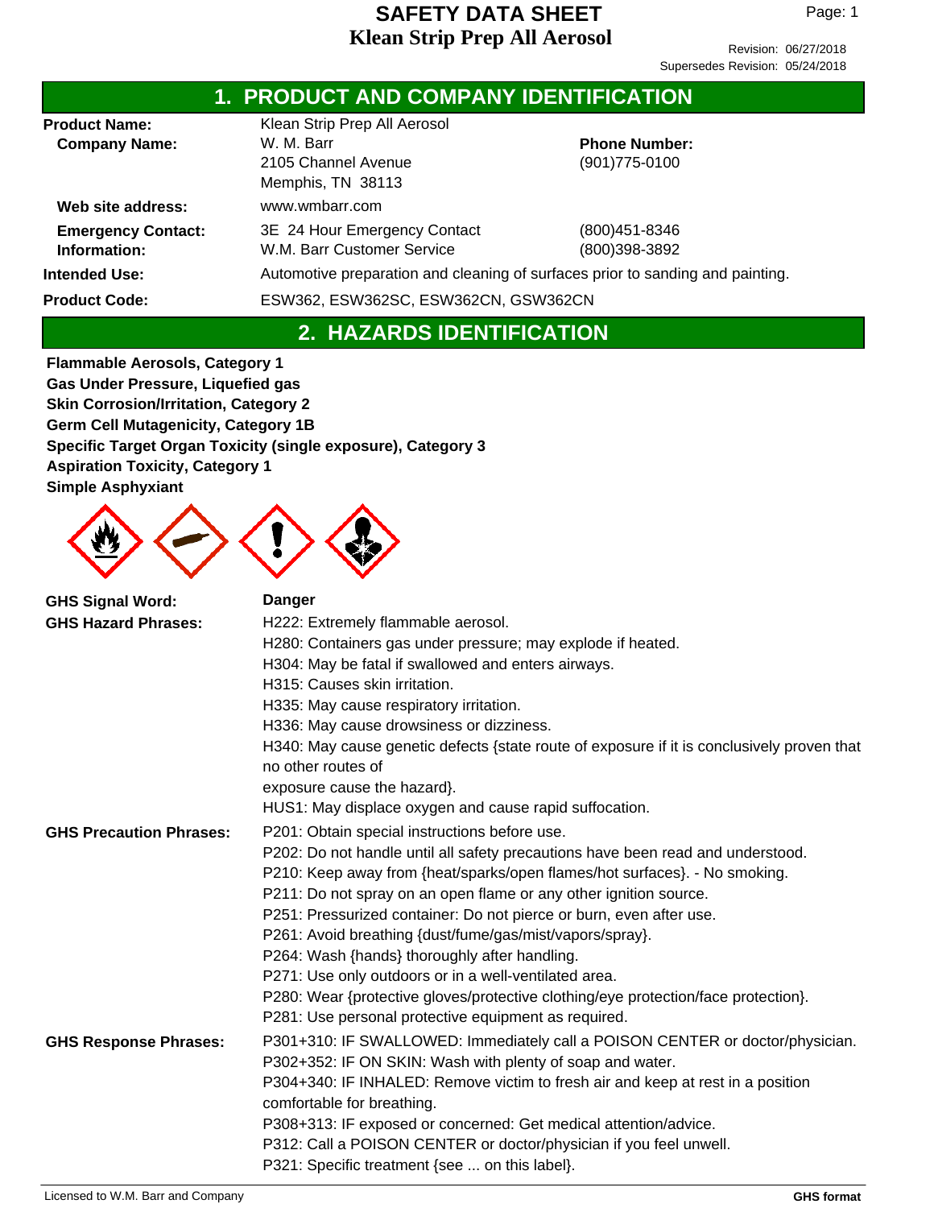# SAFETY DATA SHEET

**Klean Strip Prep All Aerosol**

Revision: 06/27/2018
Supersedes Revision: 05/24/2018

## 1. PRODUCT AND COMPANY IDENTIFICATION

| | | |
|---|---|---|
| **Product Name:** | Klean Strip Prep All Aerosol | |
| **Company Name:** | W. M. Barr<br>2105 Channel Avenue<br>Memphis, TN 38113 | **Phone Number:**<br>(901)775-0100 |
| **Web site address:** | www.wmbarr.com | |
| **Emergency Contact: Information:** | 3E 24 Hour Emergency Contact<br>W.M. Barr Customer Service | (800)451-8346<br>(800)398-3892 |
| **Intended Use:** | Automotive preparation and cleaning of surfaces prior to sanding and painting. | |
| **Product Code:** | ESW362, ESW362SC, ESW362CN, GSW362CN | |

## 2. HAZARDS IDENTIFICATION

**Flammable Aerosols, Category 1**
**Gas Under Pressure, Liquefied gas**
**Skin Corrosion/Irritation, Category 2**
**Germ Cell Mutagenicity, Category 1B**
**Specific Target Organ Toxicity (single exposure), Category 3**
**Aspiration Toxicity, Category 1**
**Simple Asphyxiant**

**GHS Signal Word:** **Danger**

**GHS Hazard Phrases:**

H222: Extremely flammable aerosol.
H280: Containers gas under pressure; may explode if heated.
H304: May be fatal if swallowed and enters airways.
H315: Causes skin irritation.
H335: May cause respiratory irritation.
H336: May cause drowsiness or dizziness.
H340: May cause genetic defects {state route of exposure if it is conclusively proven that no other routes of
exposure cause the hazard}.
HUS1: May displace oxygen and cause rapid suffocation.

**GHS Precaution Phrases:**

P201: Obtain special instructions before use.
P202: Do not handle until all safety precautions have been read and understood.
P210: Keep away from {heat/sparks/open flames/hot surfaces}. - No smoking.
P211: Do not spray on an open flame or any other ignition source.
P251: Pressurized container: Do not pierce or burn, even after use.
P261: Avoid breathing {dust/fume/gas/mist/vapors/spray}.
P264: Wash {hands} thoroughly after handling.
P271: Use only outdoors or in a well-ventilated area.
P280: Wear {protective gloves/protective clothing/eye protection/face protection}.
P281: Use personal protective equipment as required.

**GHS Response Phrases:**

P301+310: IF SWALLOWED: Immediately call a POISON CENTER or doctor/physician.
P302+352: IF ON SKIN: Wash with plenty of soap and water.
P304+340: IF INHALED: Remove victim to fresh air and keep at rest in a position comfortable for breathing.
P308+313: IF exposed or concerned: Get medical attention/advice.
P312: Call a POISON CENTER or doctor/physician if you feel unwell.
P321: Specific treatment {see ... on this label}.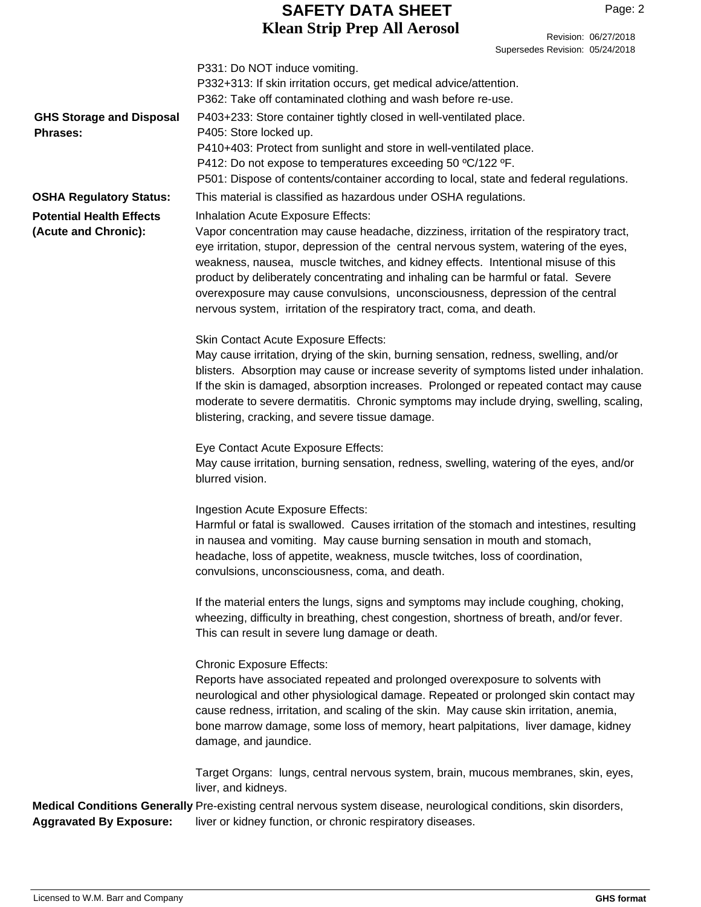P331: Do NOT induce vomiting.
P332+313: If skin irritation occurs, get medical advice/attention.
P362: Take off contaminated clothing and wash before re-use.

**GHS Storage and Disposal Phrases:**
P403+233: Store container tightly closed in well-ventilated place.
P405: Store locked up.
P410+403: Protect from sunlight and store in well-ventilated place.
P412: Do not expose to temperatures exceeding 50 ºC/122 ºF.
P501: Dispose of contents/container according to local, state and federal regulations.

**OSHA Regulatory Status:** This material is classified as hazardous under OSHA regulations.

**Potential Health Effects (Acute and Chronic):**

Inhalation Acute Exposure Effects:
Vapor concentration may cause headache, dizziness, irritation of the respiratory tract, eye irritation, stupor, depression of the central nervous system, watering of the eyes, weakness, nausea, muscle twitches, and kidney effects. Intentional misuse of this product by deliberately concentrating and inhaling can be harmful or fatal. Severe overexposure may cause convulsions, unconsciousness, depression of the central nervous system, irritation of the respiratory tract, coma, and death.

Skin Contact Acute Exposure Effects:
May cause irritation, drying of the skin, burning sensation, redness, swelling, and/or blisters. Absorption may cause or increase severity of symptoms listed under inhalation. If the skin is damaged, absorption increases. Prolonged or repeated contact may cause moderate to severe dermatitis. Chronic symptoms may include drying, swelling, scaling, blistering, cracking, and severe tissue damage.

Eye Contact Acute Exposure Effects:
May cause irritation, burning sensation, redness, swelling, watering of the eyes, and/or blurred vision.

Ingestion Acute Exposure Effects:
Harmful or fatal is swallowed. Causes irritation of the stomach and intestines, resulting in nausea and vomiting. May cause burning sensation in mouth and stomach, headache, loss of appetite, weakness, muscle twitches, loss of coordination, convulsions, unconsciousness, coma, and death.

If the material enters the lungs, signs and symptoms may include coughing, choking, wheezing, difficulty in breathing, chest congestion, shortness of breath, and/or fever. This can result in severe lung damage or death.

Chronic Exposure Effects:
Reports have associated repeated and prolonged overexposure to solvents with neurological and other physiological damage. Repeated or prolonged skin contact may cause redness, irritation, and scaling of the skin. May cause skin irritation, anemia, bone marrow damage, some loss of memory, heart palpitations, liver damage, kidney damage, and jaundice.

Target Organs: lungs, central nervous system, brain, mucous membranes, skin, eyes, liver, and kidneys.

**Medical Conditions Generally Aggravated By Exposure:** Pre-existing central nervous system disease, neurological conditions, skin disorders, liver or kidney function, or chronic respiratory diseases.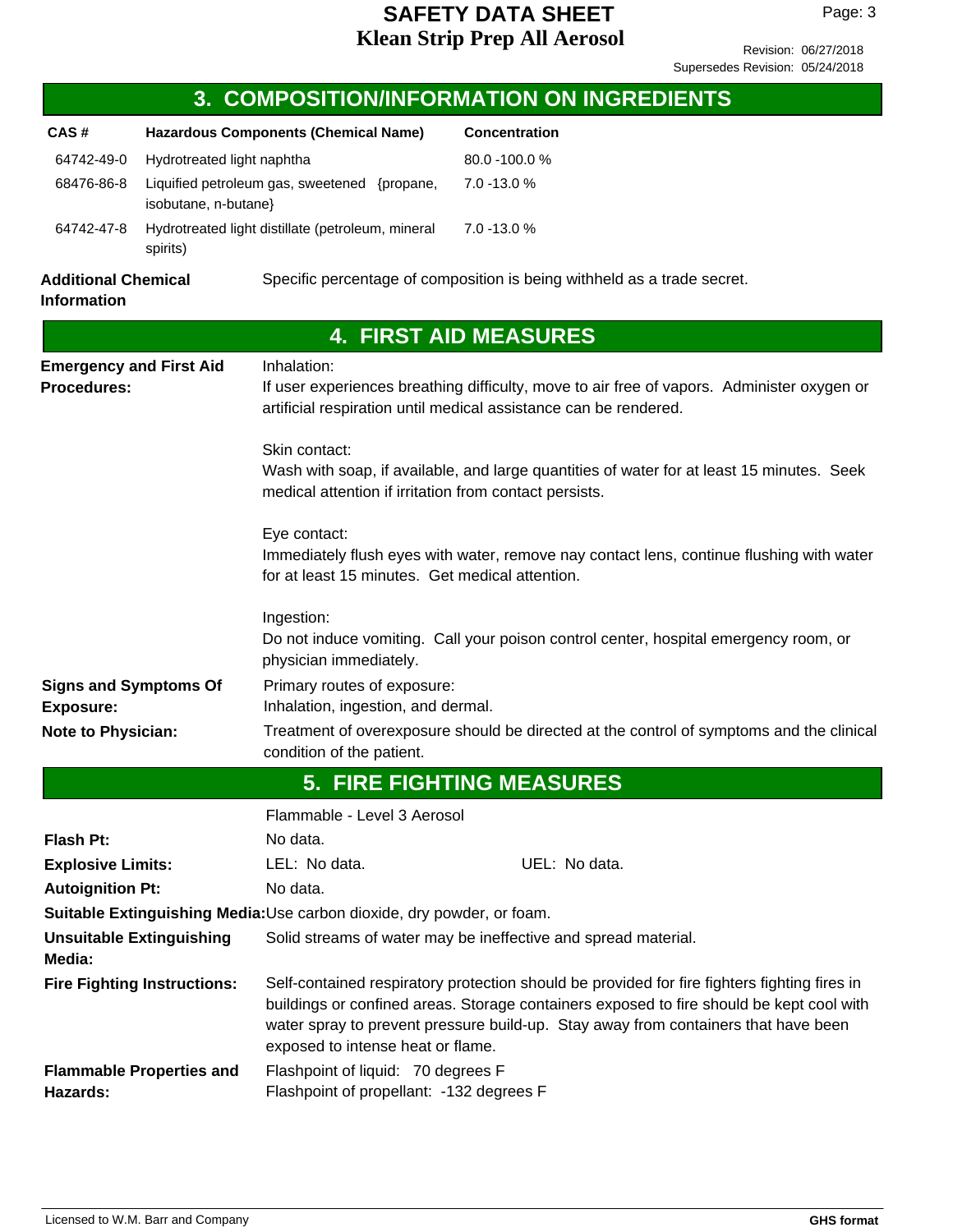## 3. COMPOSITION/INFORMATION ON INGREDIENTS

| CAS # | Hazardous Components (Chemical Name) | Concentration |
|---|---|---|
| 64742-49-0 | Hydrotreated light naphtha | 80.0 -100.0 % |
| 68476-86-8 | Liquified petroleum gas, sweetened {propane, isobutane, n-butane} | 7.0 -13.0 % |
| 64742-47-8 | Hydrotreated light distillate (petroleum, mineral spirits) | 7.0 -13.0 % |

**Additional Chemical Information**
Specific percentage of composition is being withheld as a trade secret.

## 4. FIRST AID MEASURES

**Emergency and First Aid Procedures:**

Inhalation:
If user experiences breathing difficulty, move to air free of vapors. Administer oxygen or artificial respiration until medical assistance can be rendered.

Skin contact:
Wash with soap, if available, and large quantities of water for at least 15 minutes. Seek medical attention if irritation from contact persists.

Eye contact:
Immediately flush eyes with water, remove nay contact lens, continue flushing with water for at least 15 minutes. Get medical attention.

Ingestion:
Do not induce vomiting. Call your poison control center, hospital emergency room, or physician immediately.

**Signs and Symptoms Of Exposure:**
Primary routes of exposure:
Inhalation, ingestion, and dermal.

**Note to Physician:**
Treatment of overexposure should be directed at the control of symptoms and the clinical condition of the patient.

## 5. FIRE FIGHTING MEASURES

Flammable - Level 3 Aerosol

**Flash Pt:** No data.

**Explosive Limits:** LEL: No data. UEL: No data.

**Autoignition Pt:** No data.

**Suitable Extinguishing Media:** Use carbon dioxide, dry powder, or foam.

**Unsuitable Extinguishing Media:** Solid streams of water may be ineffective and spread material.

**Fire Fighting Instructions:** Self-contained respiratory protection should be provided for fire fighters fighting fires in buildings or confined areas. Storage containers exposed to fire should be kept cool with water spray to prevent pressure build-up. Stay away from containers that have been exposed to intense heat or flame.

**Flammable Properties and Hazards:**
Flashpoint of liquid: 70 degrees F
Flashpoint of propellant: -132 degrees F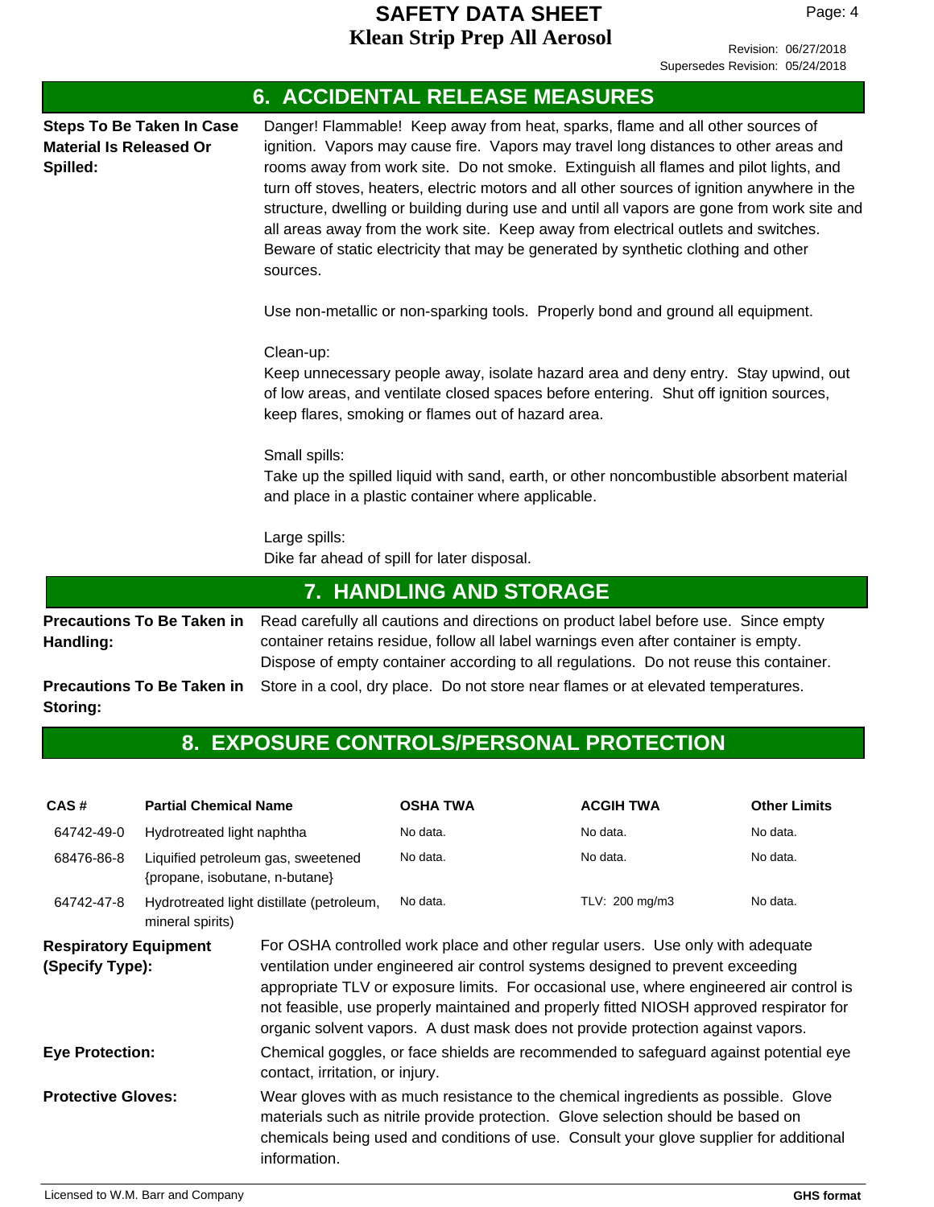## 6. ACCIDENTAL RELEASE MEASURES

**Steps To Be Taken In Case Material Is Released Or Spilled:**

Danger! Flammable! Keep away from heat, sparks, flame and all other sources of ignition. Vapors may cause fire. Vapors may travel long distances to other areas and rooms away from work site. Do not smoke. Extinguish all flames and pilot lights, and turn off stoves, heaters, electric motors and all other sources of ignition anywhere in the structure, dwelling or building during use and until all vapors are gone from work site and all areas away from the work site. Keep away from electrical outlets and switches. Beware of static electricity that may be generated by synthetic clothing and other sources.

Use non-metallic or non-sparking tools. Properly bond and ground all equipment.

Clean-up:
Keep unnecessary people away, isolate hazard area and deny entry. Stay upwind, out of low areas, and ventilate closed spaces before entering. Shut off ignition sources, keep flares, smoking or flames out of hazard area.

Small spills:
Take up the spilled liquid with sand, earth, or other noncombustible absorbent material and place in a plastic container where applicable.

Large spills:
Dike far ahead of spill for later disposal.

## 7. HANDLING AND STORAGE

**Precautions To Be Taken in Handling:** Read carefully all cautions and directions on product label before use. Since empty container retains residue, follow all label warnings even after container is empty. Dispose of empty container according to all regulations. Do not reuse this container.

**Precautions To Be Taken in Storing:** Store in a cool, dry place. Do not store near flames or at elevated temperatures.

## 8. EXPOSURE CONTROLS/PERSONAL PROTECTION

| CAS # | Partial Chemical Name | OSHA TWA | ACGIH TWA | Other Limits |
|---|---|---|---|---|
| 64742-49-0 | Hydrotreated light naphtha | No data. | No data. | No data. |
| 68476-86-8 | Liquified petroleum gas, sweetened {propane, isobutane, n-butane} | No data. | No data. | No data. |
| 64742-47-8 | Hydrotreated light distillate (petroleum, mineral spirits) | No data. | TLV: 200 mg/m3 | No data. |

**Respiratory Equipment (Specify Type):** For OSHA controlled work place and other regular users. Use only with adequate ventilation under engineered air control systems designed to prevent exceeding appropriate TLV or exposure limits. For occasional use, where engineered air control is not feasible, use properly maintained and properly fitted NIOSH approved respirator for organic solvent vapors. A dust mask does not provide protection against vapors.

**Eye Protection:** Chemical goggles, or face shields are recommended to safeguard against potential eye contact, irritation, or injury.

**Protective Gloves:** Wear gloves with as much resistance to the chemical ingredients as possible. Glove materials such as nitrile provide protection. Glove selection should be based on chemicals being used and conditions of use. Consult your glove supplier for additional information.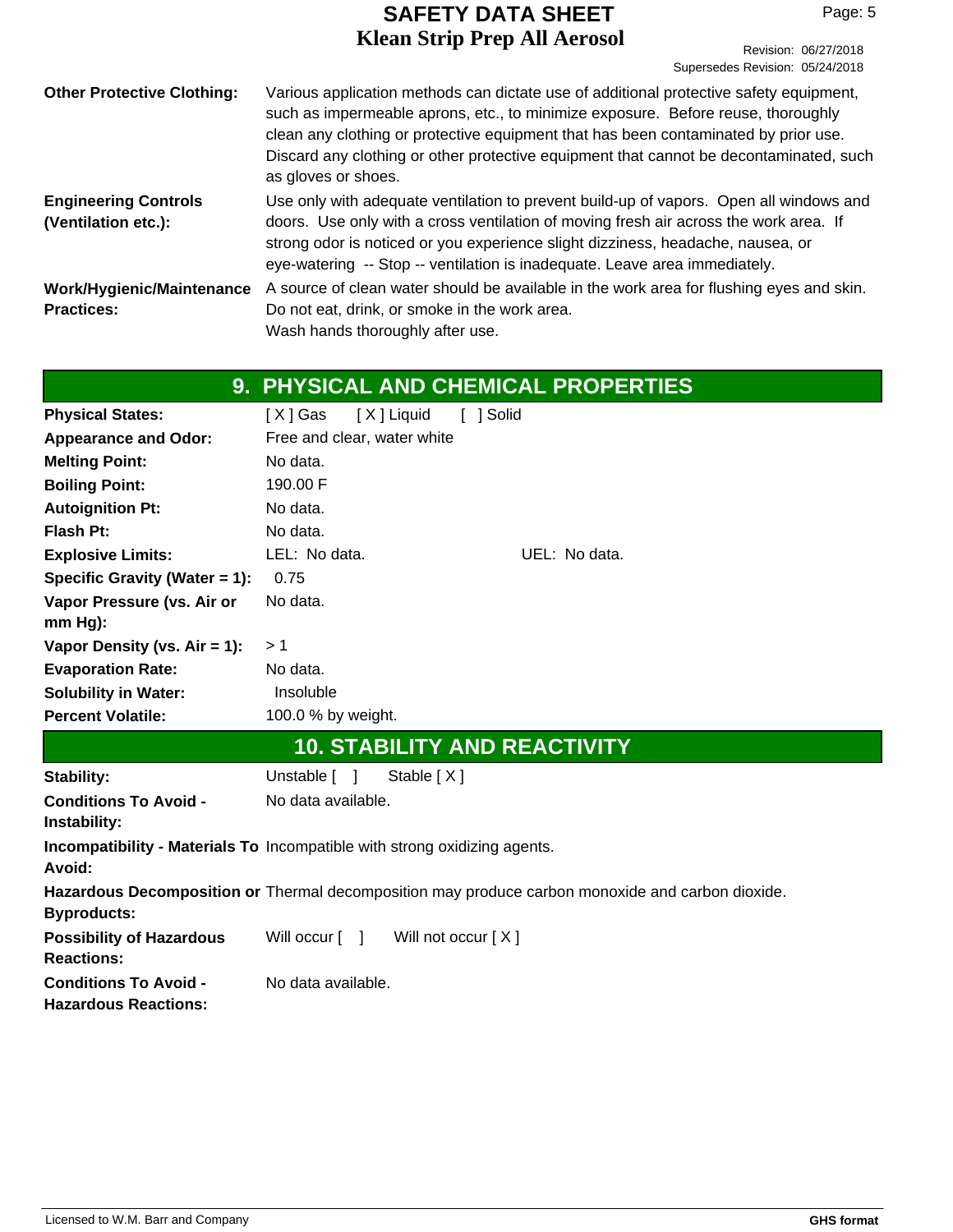| | |
|---|---|
| **Other Protective Clothing:** | Various application methods can dictate use of additional protective safety equipment, such as impermeable aprons, etc., to minimize exposure. Before reuse, thoroughly clean any clothing or protective equipment that has been contaminated by prior use. Discard any clothing or other protective equipment that cannot be decontaminated, such as gloves or shoes. |
| **Engineering Controls (Ventilation etc.):** | Use only with adequate ventilation to prevent build-up of vapors. Open all windows and doors. Use only with a cross ventilation of moving fresh air across the work area. If strong odor is noticed or you experience slight dizziness, headache, nausea, or eye-watering -- Stop -- ventilation is inadequate. Leave area immediately. |
| **Work/Hygienic/Maintenance Practices:** | A source of clean water should be available in the work area for flushing eyes and skin. Do not eat, drink, or smoke in the work area. Wash hands thoroughly after use. |

## 9. PHYSICAL AND CHEMICAL PROPERTIES

| | | |
|---|---|---|
| **Physical States:** | [X] Gas [X] Liquid [ ] Solid | |
| **Appearance and Odor:** | Free and clear, water white | |
| **Melting Point:** | No data. | |
| **Boiling Point:** | 190.00 F | |
| **Autoignition Pt:** | No data. | |
| **Flash Pt:** | No data. | |
| **Explosive Limits:** | LEL: No data. | UEL: No data. |
| **Specific Gravity (Water = 1):** | 0.75 | |
| **Vapor Pressure (vs. Air or mm Hg):** | No data. | |
| **Vapor Density (vs. Air = 1):** | > 1 | |
| **Evaporation Rate:** | No data. | |
| **Solubility in Water:** | Insoluble | |
| **Percent Volatile:** | 100.0 % by weight. | |

## 10. STABILITY AND REACTIVITY

| | |
|---|---|
| **Stability:** | Unstable [ ] Stable [X] |
| **Conditions To Avoid - Instability:** | No data available. |
| **Incompatibility - Materials To Avoid:** | Incompatible with strong oxidizing agents. |
| **Hazardous Decomposition or Byproducts:** | Thermal decomposition may produce carbon monoxide and carbon dioxide. |
| **Possibility of Hazardous Reactions:** | Will occur [ ] Will not occur [X] |
| **Conditions To Avoid - Hazardous Reactions:** | No data available. |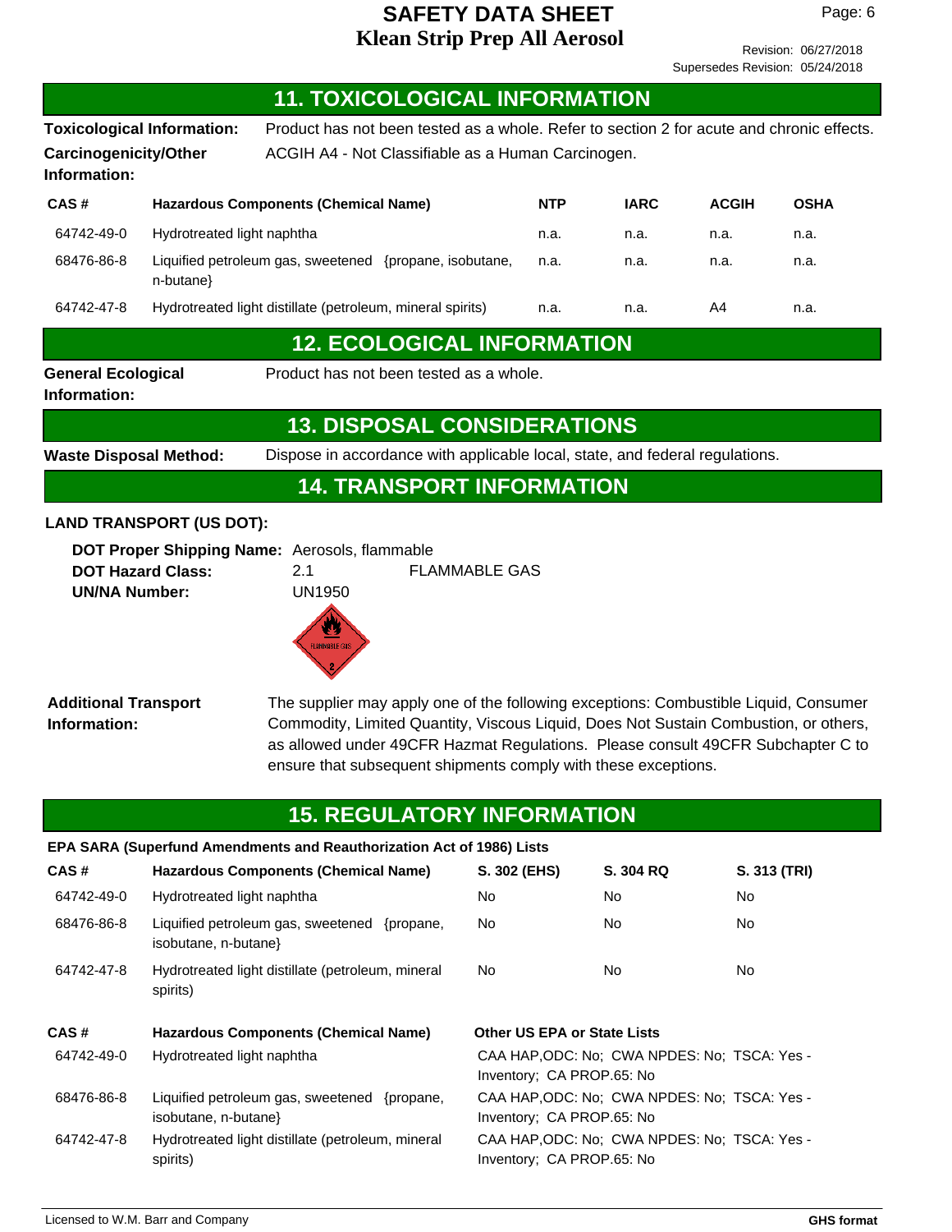# SAFETY DATA SHEET
## Klean Strip Prep All Aerosol

Revision: 06/27/2018
Supersedes Revision: 05/24/2018

## 11. TOXICOLOGICAL INFORMATION

**Toxicological Information:** Product has not been tested as a whole. Refer to section 2 for acute and chronic effects.

**Carcinogenicity/Other Information:** ACGIH A4 - Not Classifiable as a Human Carcinogen.

| CAS # | Hazardous Components (Chemical Name) | NTP | IARC | ACGIH | OSHA |
|---|---|---|---|---|---|
| 64742-49-0 | Hydrotreated light naphtha | n.a. | n.a. | n.a. | n.a. |
| 68476-86-8 | Liquified petroleum gas, sweetened {propane, isobutane, n-butane} | n.a. | n.a. | n.a. | n.a. |
| 64742-47-8 | Hydrotreated light distillate (petroleum, mineral spirits) | n.a. | n.a. | A4 | n.a. |

## 12. ECOLOGICAL INFORMATION

**General Ecological Information:** Product has not been tested as a whole.

## 13. DISPOSAL CONSIDERATIONS

**Waste Disposal Method:** Dispose in accordance with applicable local, state, and federal regulations.

## 14. TRANSPORT INFORMATION

**LAND TRANSPORT (US DOT):**

**DOT Proper Shipping Name:** Aerosols, flammable
**DOT Hazard Class:** 2.1 FLAMMABLE GAS
**UN/NA Number:** UN1950

**Additional Transport Information:** The supplier may apply one of the following exceptions: Combustible Liquid, Consumer Commodity, Limited Quantity, Viscous Liquid, Does Not Sustain Combustion, or others, as allowed under 49CFR Hazmat Regulations. Please consult 49CFR Subchapter C to ensure that subsequent shipments comply with these exceptions.

## 15. REGULATORY INFORMATION

**EPA SARA (Superfund Amendments and Reauthorization Act of 1986) Lists**

| CAS # | Hazardous Components (Chemical Name) | S. 302 (EHS) | S. 304 RQ | S. 313 (TRI) |
|---|---|---|---|---|
| 64742-49-0 | Hydrotreated light naphtha | No | No | No |
| 68476-86-8 | Liquified petroleum gas, sweetened {propane, isobutane, n-butane} | No | No | No |
| 64742-47-8 | Hydrotreated light distillate (petroleum, mineral spirits) | No | No | No |

| CAS # | Hazardous Components (Chemical Name) | Other US EPA or State Lists |
|---|---|---|
| 64742-49-0 | Hydrotreated light naphtha | CAA HAP,ODC: No; CWA NPDES: No; TSCA: Yes - Inventory; CA PROP.65: No |
| 68476-86-8 | Liquified petroleum gas, sweetened {propane, isobutane, n-butane} | CAA HAP,ODC: No; CWA NPDES: No; TSCA: Yes - Inventory; CA PROP.65: No |
| 64742-47-8 | Hydrotreated light distillate (petroleum, mineral spirits) | CAA HAP,ODC: No; CWA NPDES: No; TSCA: Yes - Inventory; CA PROP.65: No |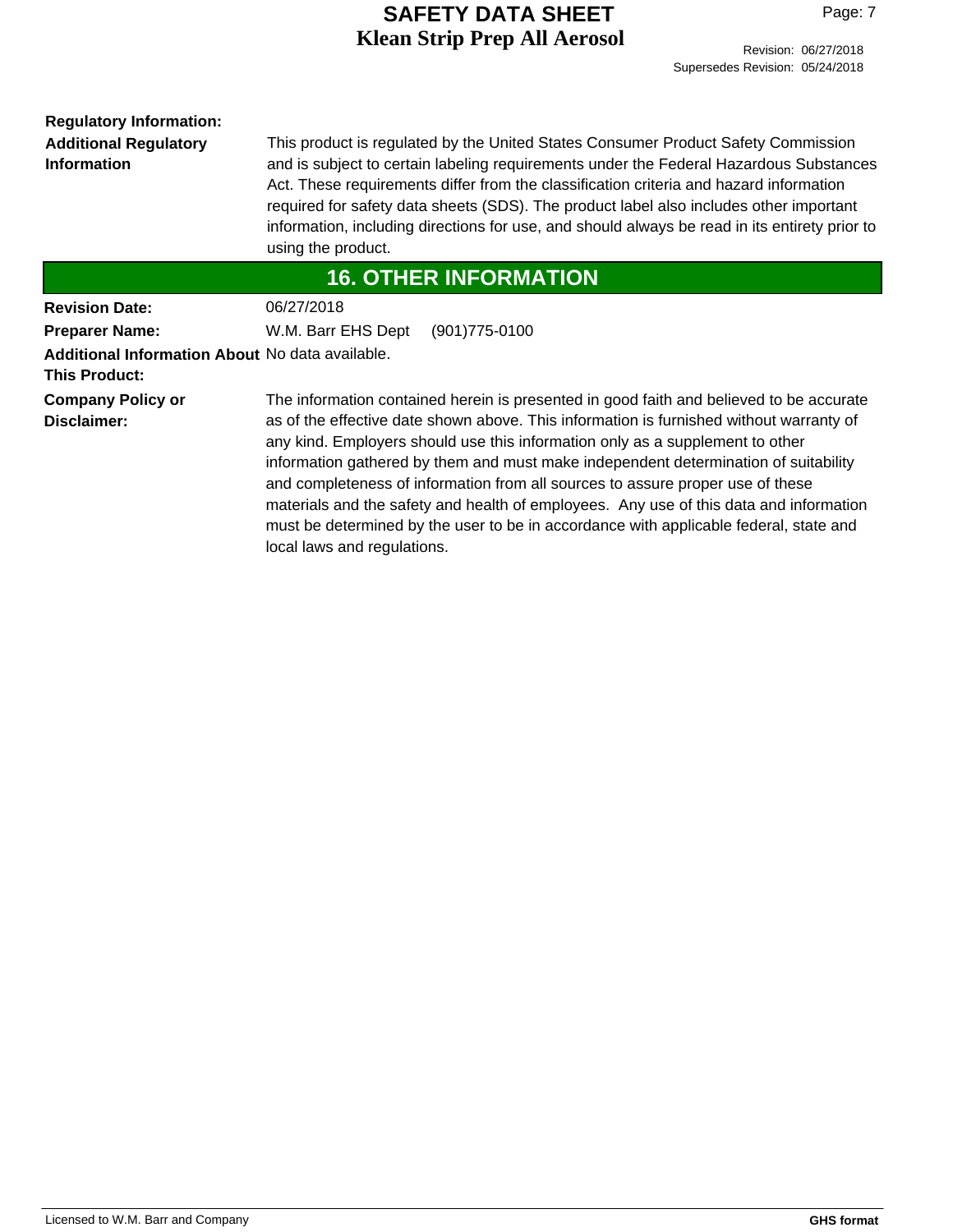**Regulatory Information:**

**Additional Regulatory Information**

This product is regulated by the United States Consumer Product Safety Commission and is subject to certain labeling requirements under the Federal Hazardous Substances Act. These requirements differ from the classification criteria and hazard information required for safety data sheets (SDS). The product label also includes other important information, including directions for use, and should always be read in its entirety prior to using the product.

## 16. OTHER INFORMATION

**Revision Date:** 06/27/2018

**Preparer Name:** W.M. Barr EHS Dept (901)775-0100

**Additional Information About This Product:** No data available.

**Company Policy or Disclaimer:**

The information contained herein is presented in good faith and believed to be accurate as of the effective date shown above. This information is furnished without warranty of any kind. Employers should use this information only as a supplement to other information gathered by them and must make independent determination of suitability and completeness of information from all sources to assure proper use of these materials and the safety and health of employees. Any use of this data and information must be determined by the user to be in accordance with applicable federal, state and local laws and regulations.